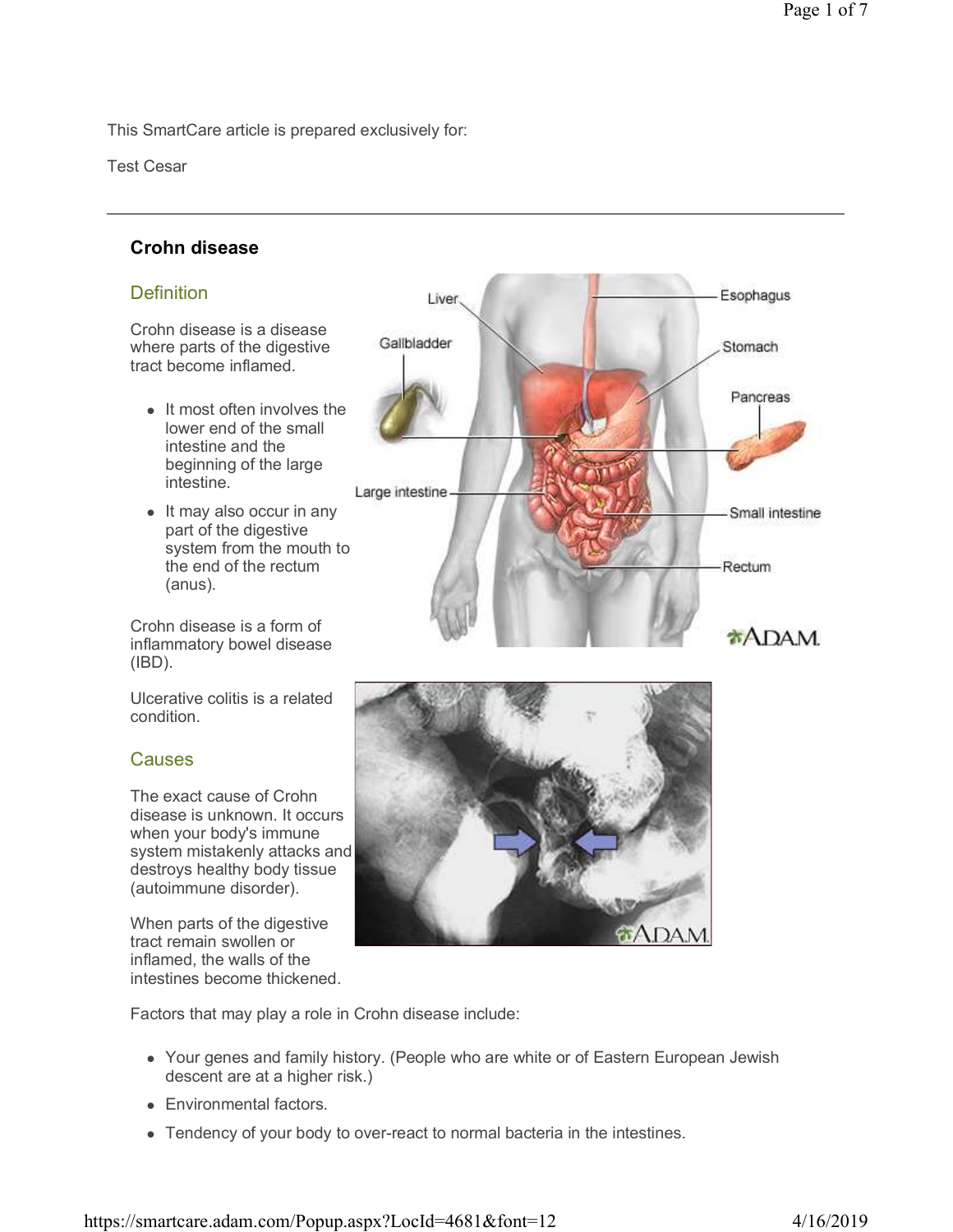This SmartCare article is prepared exclusively for:

Test Cesar

---

# Crohn disease

## Definition

Crohn disease is a disease where parts of the digestive tract become inflamed.

- It most often involves the lower end of the small intestine and the beginning of the large intestine.
- It may also occur in any part of the digestive system from the mouth to the end of the rectum (anus).

Crohn disease is a form of inflammatory bowel disease (IBD).

Ulcerative colitis is a related condition.

## Causes

The exact cause of Crohn disease is unknown. It occurs when your body's immune system mistakenly attacks and destroys healthy body tissue (autoimmune disorder).

When parts of the digestive tract remain swollen or inflamed, the walls of the intestines become thickened.

Factors that may play a role in Crohn disease include:

- Your genes and family history. (People who are white or of Eastern European Jewish descent are at a higher risk.)
- Environmental factors.
- Tendency of your body to over-react to normal bacteria in the intestines.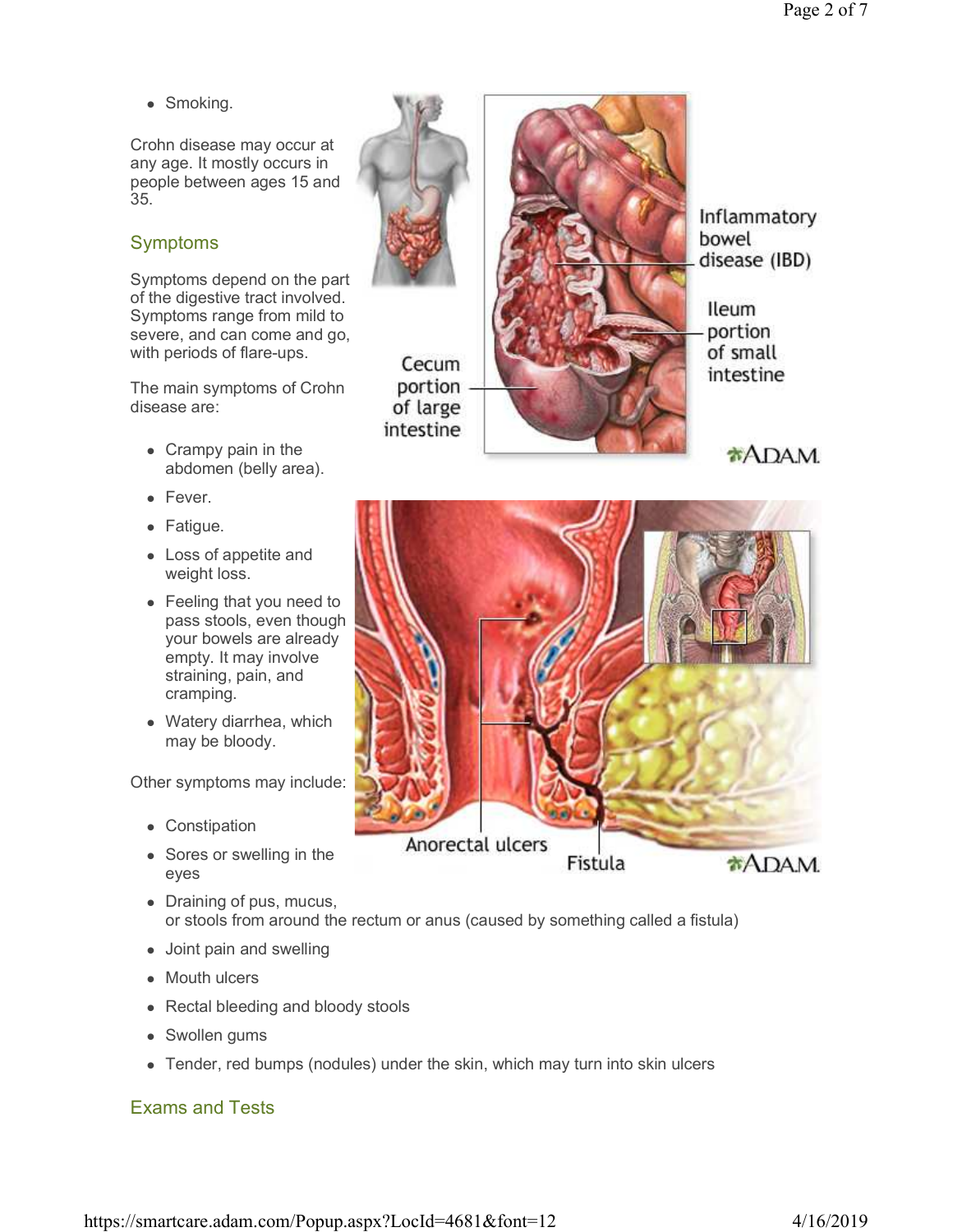- Smoking.

Crohn disease may occur at any age. It mostly occurs in people between ages 15 and 35.

## Symptoms

Symptoms depend on the part of the digestive tract involved. Symptoms range from mild to severe, and can come and go, with periods of flare-ups.

The main symptoms of Crohn disease are:

- Crampy pain in the abdomen (belly area).
- Fever.
- Fatigue.
- Loss of appetite and weight loss.
- Feeling that you need to pass stools, even though your bowels are already empty. It may involve straining, pain, and cramping.
- Watery diarrhea, which may be bloody.

Other symptoms may include:

- Constipation
- Sores or swelling in the eyes
- Draining of pus, mucus, or stools from around the rectum or anus (caused by something called a fistula)
- Joint pain and swelling
- Mouth ulcers
- Rectal bleeding and bloody stools
- Swollen gums
- Tender, red bumps (nodules) under the skin, which may turn into skin ulcers

## Exams and Tests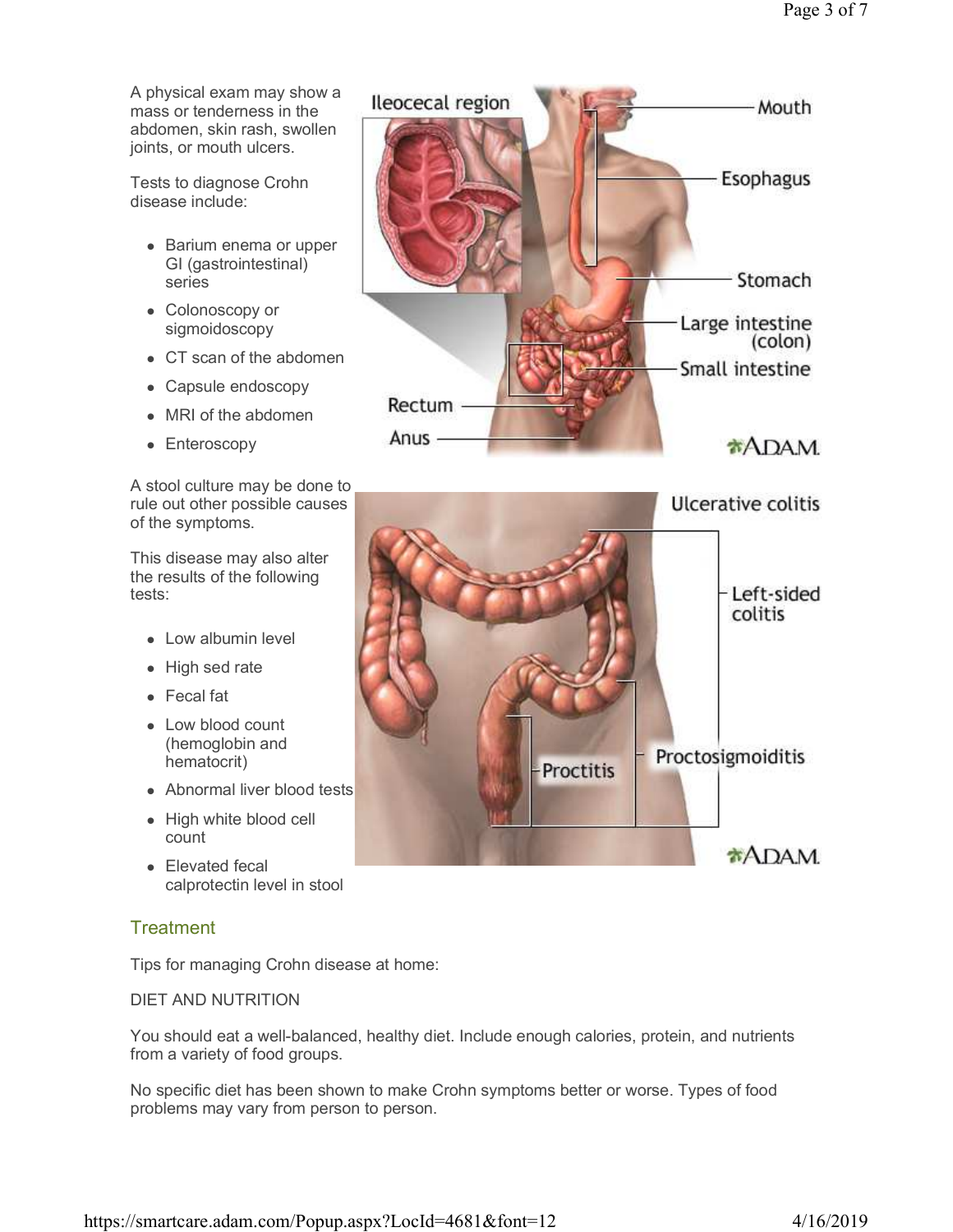A physical exam may show a mass or tenderness in the abdomen, skin rash, swollen joints, or mouth ulcers.

Tests to diagnose Crohn disease include:

- Barium enema or upper GI (gastrointestinal) series
- Colonoscopy or sigmoidoscopy
- CT scan of the abdomen
- Capsule endoscopy
- MRI of the abdomen
- Enteroscopy

A stool culture may be done to rule out other possible causes of the symptoms.

This disease may also alter the results of the following tests:

- Low albumin level
- High sed rate
- Fecal fat
- Low blood count (hemoglobin and hematocrit)
- Abnormal liver blood tests
- High white blood cell count
- Elevated fecal calprotectin level in stool

## Treatment

Tips for managing Crohn disease at home:

DIET AND NUTRITION

You should eat a well-balanced, healthy diet. Include enough calories, protein, and nutrients from a variety of food groups.

No specific diet has been shown to make Crohn symptoms better or worse. Types of food problems may vary from person to person.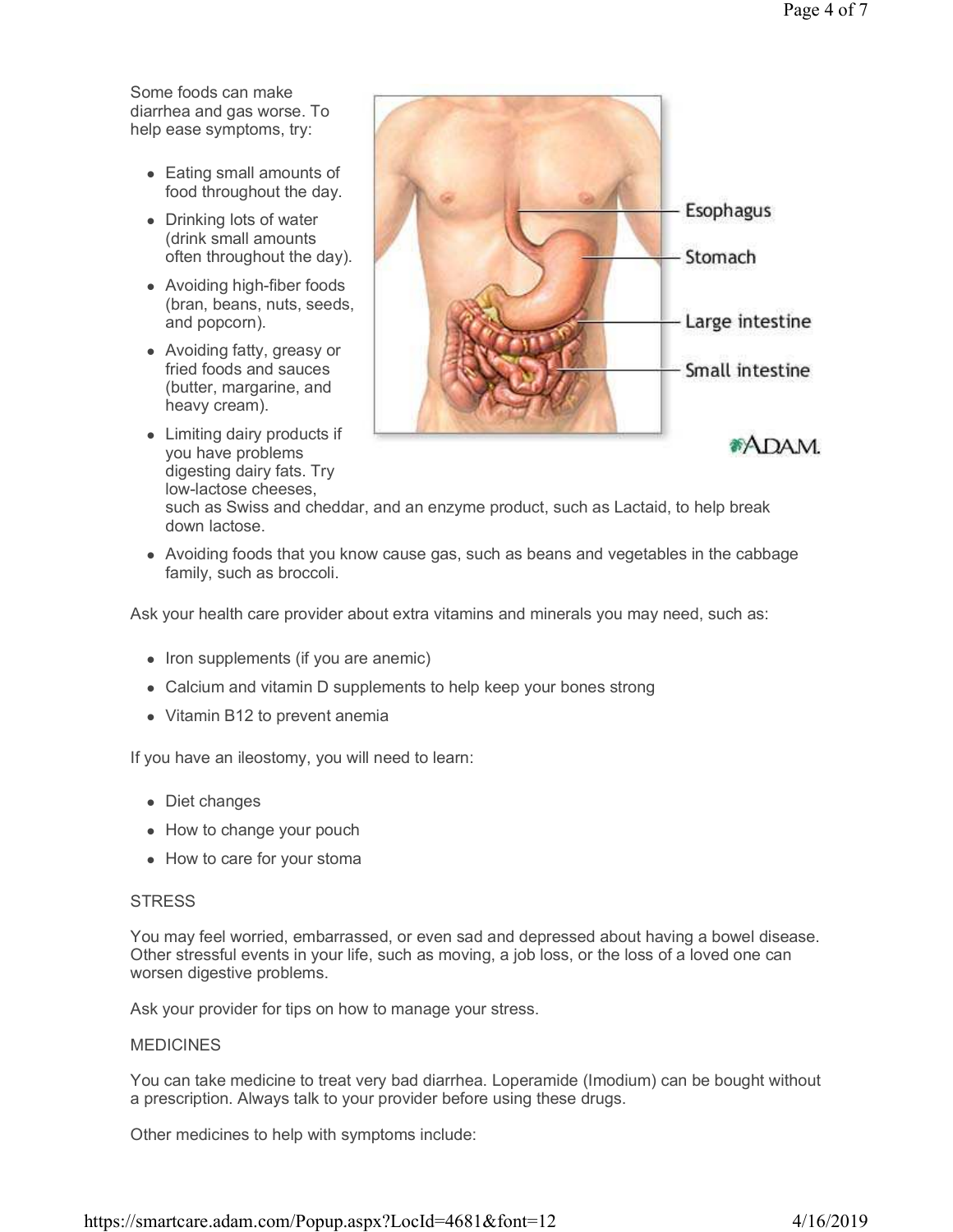Some foods can make diarrhea and gas worse. To help ease symptoms, try:

- Eating small amounts of food throughout the day.
- Drinking lots of water (drink small amounts often throughout the day).
- Avoiding high-fiber foods (bran, beans, nuts, seeds, and popcorn).
- Avoiding fatty, greasy or fried foods and sauces (butter, margarine, and heavy cream).
- Limiting dairy products if you have problems digesting dairy fats. Try low-lactose cheeses, such as Swiss and cheddar, and an enzyme product, such as Lactaid, to help break down lactose.
- Avoiding foods that you know cause gas, such as beans and vegetables in the cabbage family, such as broccoli.

Ask your health care provider about extra vitamins and minerals you may need, such as:

- Iron supplements (if you are anemic)
- Calcium and vitamin D supplements to help keep your bones strong
- Vitamin B12 to prevent anemia

If you have an ileostomy, you will need to learn:

- Diet changes
- How to change your pouch
- How to care for your stoma

STRESS

You may feel worried, embarrassed, or even sad and depressed about having a bowel disease. Other stressful events in your life, such as moving, a job loss, or the loss of a loved one can worsen digestive problems.

Ask your provider for tips on how to manage your stress.

MEDICINES

You can take medicine to treat very bad diarrhea. Loperamide (Imodium) can be bought without a prescription. Always talk to your provider before using these drugs.

Other medicines to help with symptoms include: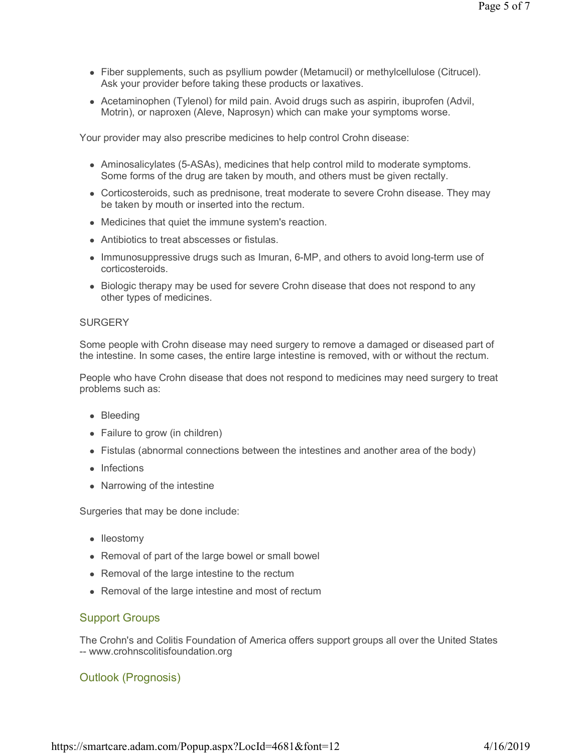- Fiber supplements, such as psyllium powder (Metamucil) or methylcellulose (Citrucel). Ask your provider before taking these products or laxatives.
- Acetaminophen (Tylenol) for mild pain. Avoid drugs such as aspirin, ibuprofen (Advil, Motrin), or naproxen (Aleve, Naprosyn) which can make your symptoms worse.

Your provider may also prescribe medicines to help control Crohn disease:

- Aminosalicylates (5-ASAs), medicines that help control mild to moderate symptoms. Some forms of the drug are taken by mouth, and others must be given rectally.
- Corticosteroids, such as prednisone, treat moderate to severe Crohn disease. They may be taken by mouth or inserted into the rectum.
- Medicines that quiet the immune system's reaction.
- Antibiotics to treat abscesses or fistulas.
- Immunosuppressive drugs such as Imuran, 6-MP, and others to avoid long-term use of corticosteroids.
- Biologic therapy may be used for severe Crohn disease that does not respond to any other types of medicines.

SURGERY

Some people with Crohn disease may need surgery to remove a damaged or diseased part of the intestine. In some cases, the entire large intestine is removed, with or without the rectum.

People who have Crohn disease that does not respond to medicines may need surgery to treat problems such as:

- Bleeding
- Failure to grow (in children)
- Fistulas (abnormal connections between the intestines and another area of the body)
- Infections
- Narrowing of the intestine

Surgeries that may be done include:

- Ileostomy
- Removal of part of the large bowel or small bowel
- Removal of the large intestine to the rectum
- Removal of the large intestine and most of rectum

## Support Groups

The Crohn's and Colitis Foundation of America offers support groups all over the United States -- www.crohnscolitisfoundation.org

## Outlook (Prognosis)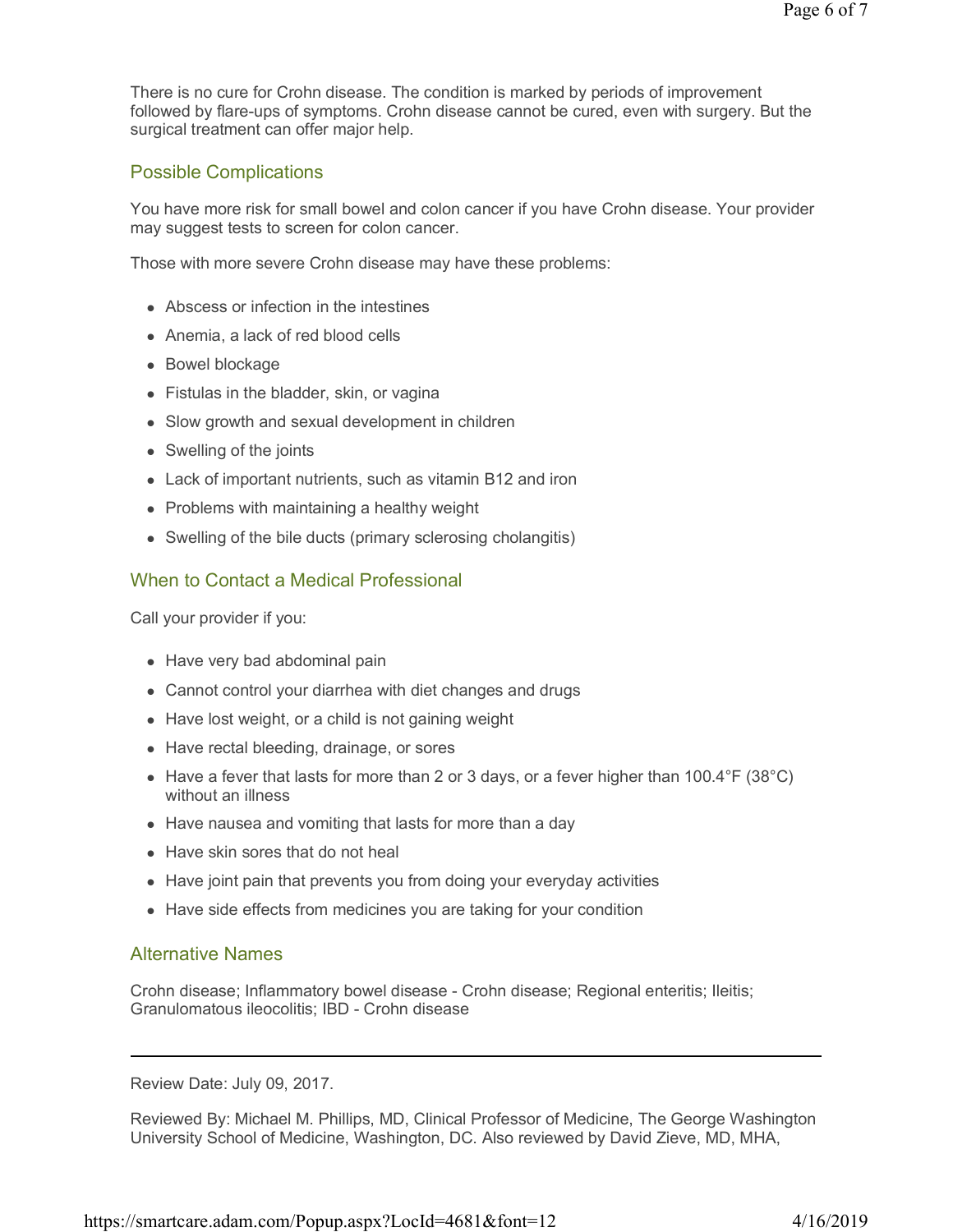There is no cure for Crohn disease. The condition is marked by periods of improvement followed by flare-ups of symptoms. Crohn disease cannot be cured, even with surgery. But the surgical treatment can offer major help.

## Possible Complications

You have more risk for small bowel and colon cancer if you have Crohn disease. Your provider may suggest tests to screen for colon cancer.

Those with more severe Crohn disease may have these problems:

- Abscess or infection in the intestines
- Anemia, a lack of red blood cells
- Bowel blockage
- Fistulas in the bladder, skin, or vagina
- Slow growth and sexual development in children
- Swelling of the joints
- Lack of important nutrients, such as vitamin B12 and iron
- Problems with maintaining a healthy weight
- Swelling of the bile ducts (primary sclerosing cholangitis)

## When to Contact a Medical Professional

Call your provider if you:

- Have very bad abdominal pain
- Cannot control your diarrhea with diet changes and drugs
- Have lost weight, or a child is not gaining weight
- Have rectal bleeding, drainage, or sores
- Have a fever that lasts for more than 2 or 3 days, or a fever higher than 100.4°F (38°C) without an illness
- Have nausea and vomiting that lasts for more than a day
- Have skin sores that do not heal
- Have joint pain that prevents you from doing your everyday activities
- Have side effects from medicines you are taking for your condition

## Alternative Names

Crohn disease; Inflammatory bowel disease - Crohn disease; Regional enteritis; Ileitis; Granulomatous ileocolitis; IBD - Crohn disease

---

Review Date: July 09, 2017.

Reviewed By: Michael M. Phillips, MD, Clinical Professor of Medicine, The George Washington University School of Medicine, Washington, DC. Also reviewed by David Zieve, MD, MHA,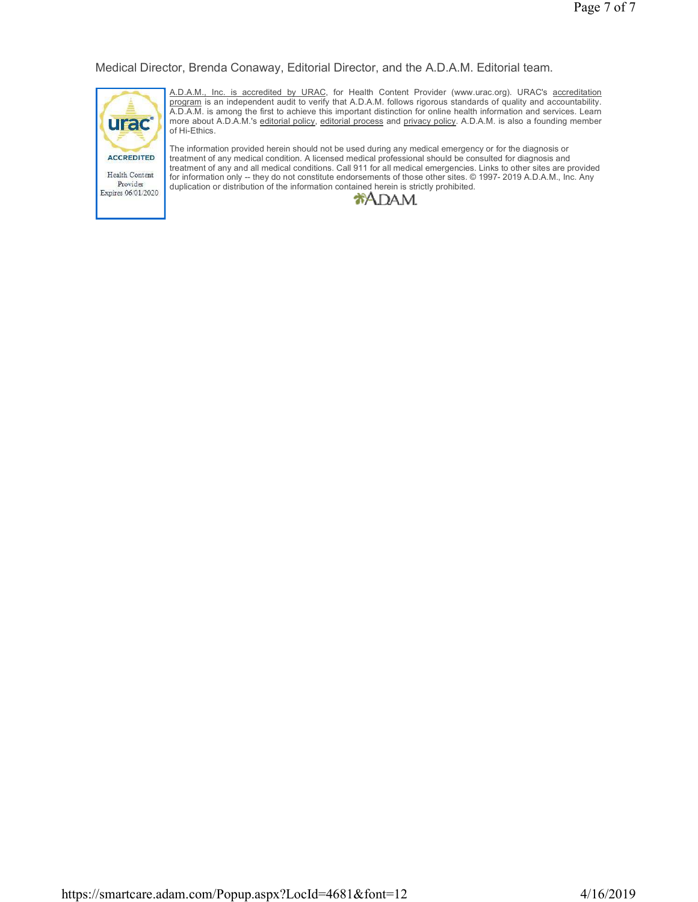Medical Director, Brenda Conaway, Editorial Director, and the A.D.A.M. Editorial team.

urac ACCREDITED

Health Content Provider Expires 06/01/2020

A.D.A.M., Inc. is accredited by URAC, for Health Content Provider (www.urac.org). URAC's accreditation program is an independent audit to verify that A.D.A.M. follows rigorous standards of quality and accountability. A.D.A.M. is among the first to achieve this important distinction for online health information and services. Learn more about A.D.A.M.'s editorial policy, editorial process and privacy policy. A.D.A.M. is also a founding member of Hi-Ethics.

The information provided herein should not be used during any medical emergency or for the diagnosis or treatment of any medical condition. A licensed medical professional should be consulted for diagnosis and treatment of any and all medical conditions. Call 911 for all medical emergencies. Links to other sites are provided for information only -- they do not constitute endorsements of those other sites. © 1997- 2019 A.D.A.M., Inc. Any duplication or distribution of the information contained herein is strictly prohibited.

A.D.A.M.